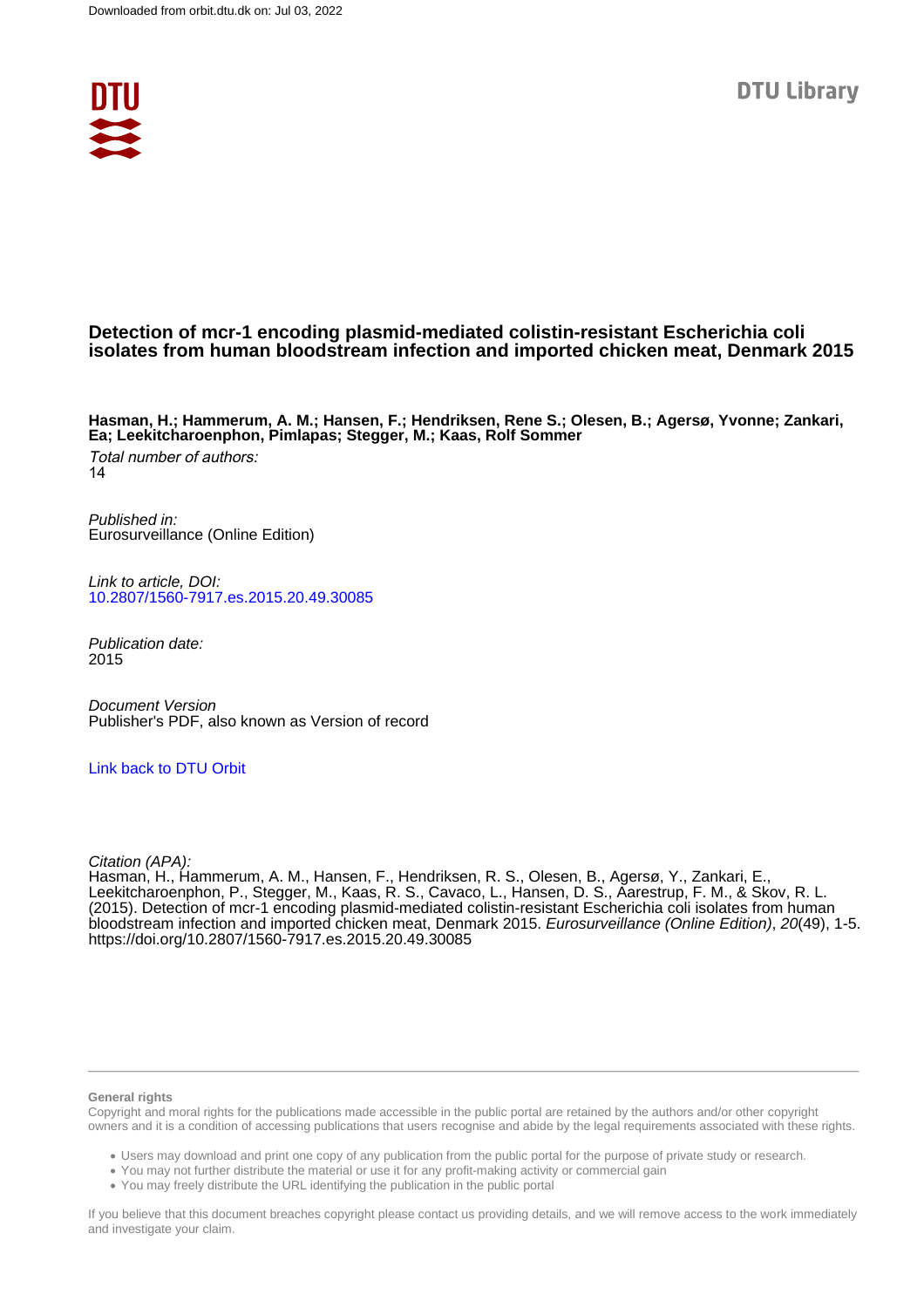Downloaded from orbit.dtu.dk on: Jul 03, 2022

DTU Library

# Detection of mcr-1 encoding plasmid-mediated colistin-resistant Escherichia coli isolates from human bloodstream infection and imported chicken meat, Denmark 2015

**Hasman, H.; Hammerum, A. M.; Hansen, F.; Hendriksen, Rene S.; Olesen, B.; Agersø, Yvonne; Zankari, Ea; Leekitcharoenphon, Pimlapas; Stegger, M.; Kaas, Rolf Sommer**

*Total number of authors:*
14

*Published in:*
Eurosurveillance (Online Edition)

*Link to article, DOI:*
10.2807/1560-7917.es.2015.20.49.30085

*Publication date:*
2015

*Document Version*
Publisher's PDF, also known as Version of record

Link back to DTU Orbit

*Citation (APA):*
Hasman, H., Hammerum, A. M., Hansen, F., Hendriksen, R. S., Olesen, B., Agersø, Y., Zankari, E., Leekitcharoenphon, P., Stegger, M., Kaas, R. S., Cavaco, L., Hansen, D. S., Aarestrup, F. M., & Skov, R. L. (2015). Detection of mcr-1 encoding plasmid-mediated colistin-resistant Escherichia coli isolates from human bloodstream infection and imported chicken meat, Denmark 2015. *Eurosurveillance (Online Edition)*, *20*(49), 1-5. https://doi.org/10.2807/1560-7917.es.2015.20.49.30085

**General rights**
Copyright and moral rights for the publications made accessible in the public portal are retained by the authors and/or other copyright owners and it is a condition of accessing publications that users recognise and abide by the legal requirements associated with these rights.

- Users may download and print one copy of any publication from the public portal for the purpose of private study or research.
- You may not further distribute the material or use it for any profit-making activity or commercial gain
- You may freely distribute the URL identifying the publication in the public portal

If you believe that this document breaches copyright please contact us providing details, and we will remove access to the work immediately and investigate your claim.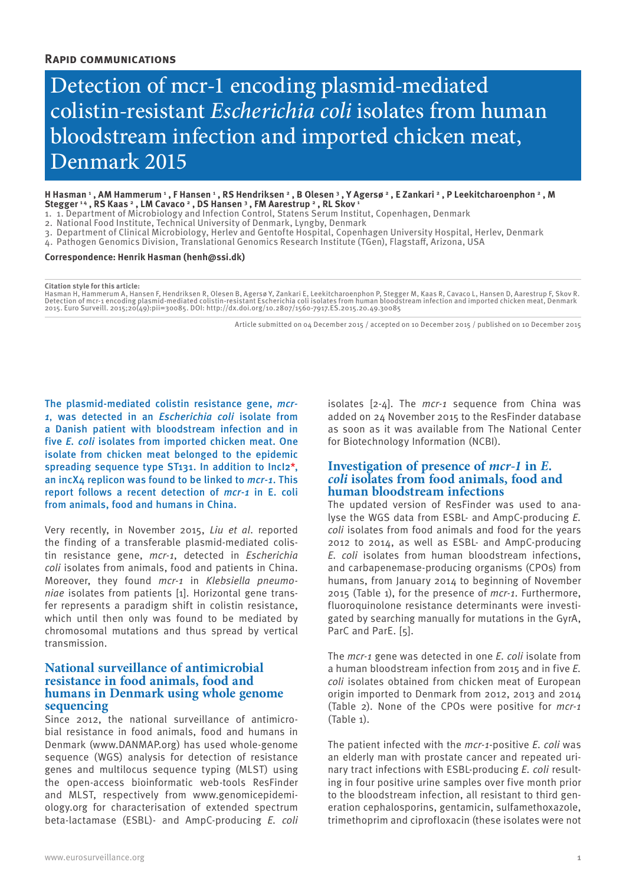**Rapid communications**

# Detection of mcr-1 encoding plasmid-mediated colistin-resistant *Escherichia coli* isolates from human bloodstream infection and imported chicken meat, Denmark 2015

**H Hasman [1], AM Hammerum [1], F Hansen [1], RS Hendriksen [2], B Olesen [3], Y Agersø [2], E Zankari [2], P Leekitcharoenphon [2], M Stegger [1,4], RS Kaas [2], LM Cavaco [2], DS Hansen [3], FM Aarestrup [2], RL Skov [1]**

1. 1. Department of Microbiology and Infection Control, Statens Serum Institut, Copenhagen, Denmark
2. National Food Institute, Technical University of Denmark, Lyngby, Denmark
3. Department of Clinical Microbiology, Herlev and Gentofte Hospital, Copenhagen University Hospital, Herlev, Denmark
4. Pathogen Genomics Division, Translational Genomics Research Institute (TGen), Flagstaff, Arizona, USA

**Correspondence: Henrik Hasman (henh@ssi.dk)**

**Citation style for this article:**
Hasman H, Hammerum A, Hansen F, Hendriksen R, Olesen B, Agersø Y, Zankari E, Leekitcharoenphon P, Stegger M, Kaas R, Cavaco L, Hansen D, Aarestrup F, Skov R. Detection of mcr-1 encoding plasmid-mediated colistin-resistant Escherichia coli isolates from human bloodstream infection and imported chicken meat, Denmark 2015. Euro Surveill. 2015;20(49):pii=30085. DOI: http://dx.doi.org/10.2807/1560-7917.ES.2015.20.49.30085

Article submitted on 04 December 2015 / accepted on 10 December 2015 / published on 10 December 2015

The plasmid-mediated colistin resistance gene, *mcr-1*, was detected in an *Escherichia coli* isolate from a Danish patient with bloodstream infection and in five *E. coli* isolates from imported chicken meat. One isolate from chicken meat belonged to the epidemic spreading sequence type ST131. In addition to IncI2*, an incX4 replicon was found to be linked to *mcr-1*. This report follows a recent detection of *mcr-1* in E. coli from animals, food and humans in China.

Very recently, in November 2015, *Liu et al*. reported the finding of a transferable plasmid-mediated colistin resistance gene, *mcr-1*, detected in *Escherichia coli* isolates from animals, food and patients in China. Moreover, they found *mcr-1* in *Klebsiella pneumoniae* isolates from patients [1]. Horizontal gene transfer represents a paradigm shift in colistin resistance, which until then only was found to be mediated by chromosomal mutations and thus spread by vertical transmission.

## National surveillance of antimicrobial resistance in food animals, food and humans in Denmark using whole genome sequencing

Since 2012, the national surveillance of antimicrobial resistance in food animals, food and humans in Denmark (www.DANMAP.org) has used whole-genome sequence (WGS) analysis for detection of resistance genes and multilocus sequence typing (MLST) using the open-access bioinformatic web-tools ResFinder and MLST, respectively from www.genomicepidemiology.org for characterisation of extended spectrum beta-lactamase (ESBL)- and AmpC-producing *E. coli* isolates [2-4]. The *mcr-1* sequence from China was added on 24 November 2015 to the ResFinder database as soon as it was available from The National Center for Biotechnology Information (NCBI).

## Investigation of presence of *mcr-1* in *E. coli* isolates from food animals, food and human bloodstream infections

The updated version of ResFinder was used to analyse the WGS data from ESBL- and AmpC-producing *E. coli* isolates from food animals and food for the years 2012 to 2014, as well as ESBL- and AmpC-producing *E. coli* isolates from human bloodstream infections, and carbapenemase-producing organisms (CPOs) from humans, from January 2014 to beginning of November 2015 (Table 1), for the presence of *mcr-1*. Furthermore, fluoroquinolone resistance determinants were investigated by searching manually for mutations in the GyrA, ParC and ParE. [5].

The *mcr-1* gene was detected in one *E. coli* isolate from a human bloodstream infection from 2015 and in five *E. coli* isolates obtained from chicken meat of European origin imported to Denmark from 2012, 2013 and 2014 (Table 2). None of the CPOs were positive for *mcr-1* (Table 1).

The patient infected with the *mcr-1*-positive *E. coli* was an elderly man with prostate cancer and repeated urinary tract infections with ESBL-producing *E. coli* resulting in four positive urine samples over five month prior to the bloodstream infection, all resistant to third generation cephalosporins, gentamicin, sulfamethoxazole, trimethoprim and ciprofloxacin (these isolates were not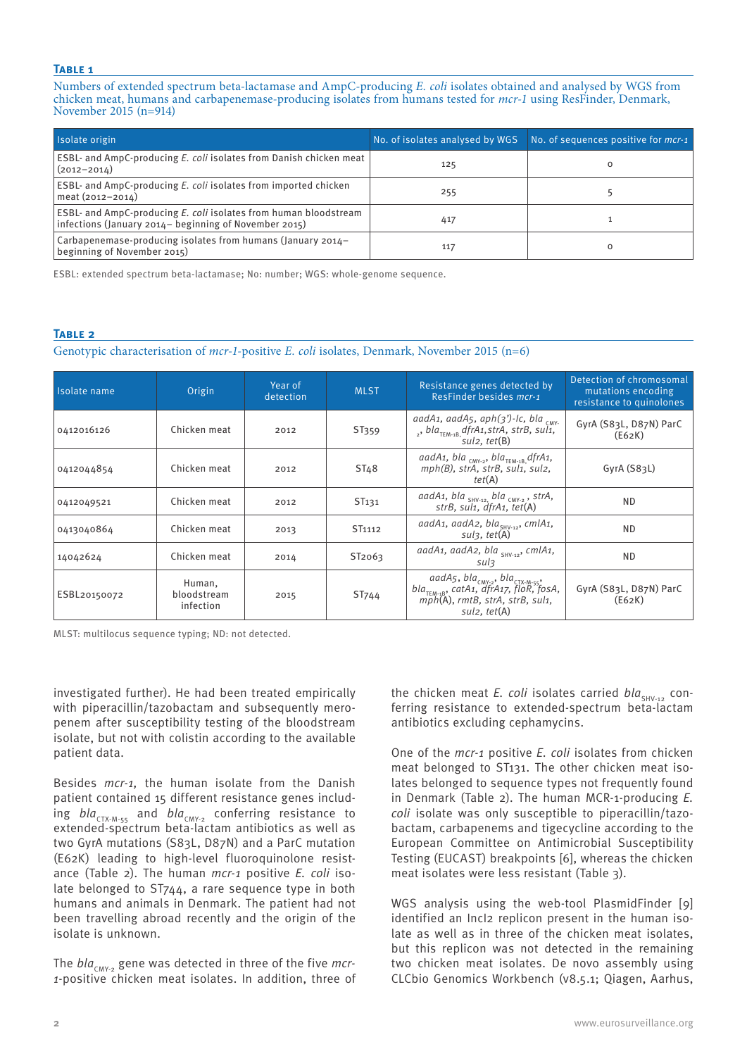**Table 1**

Numbers of extended spectrum beta-lactamase and AmpC-producing *E. coli* isolates obtained and analysed by WGS from chicken meat, humans and carbapenemase-producing isolates from humans tested for *mcr-1* using ResFinder, Denmark, November 2015 (n=914)

| Isolate origin | No. of isolates analysed by WGS | No. of sequences positive for *mcr-1* |
| --- | --- | --- |
| ESBL- and AmpC-producing *E. coli* isolates from Danish chicken meat (2012–2014) | 125 | 0 |
| ESBL- and AmpC-producing *E. coli* isolates from imported chicken meat (2012–2014) | 255 | 5 |
| ESBL- and AmpC-producing *E. coli* isolates from human bloodstream infections (January 2014– beginning of November 2015) | 417 | 1 |
| Carbapenemase-producing isolates from humans (January 2014– beginning of November 2015) | 117 | 0 |

ESBL: extended spectrum beta-lactamase; No: number; WGS: whole-genome sequence.

**Table 2**

Genotypic characterisation of *mcr-1*-positive *E. coli* isolates, Denmark, November 2015 (n=6)

| Isolate name | Origin | Year of detection | MLST | Resistance genes detected by ResFinder besides *mcr-1* | Detection of chromosomal mutations encoding resistance to quinolones |
| --- | --- | --- | --- | --- | --- |
| 0412016126 | Chicken meat | 2012 | ST359 | *aadA1, aadA5, aph(3')-Ic, bla*$_{CMY-2}$, *bla*$_{TEM-1B}$, *dfrA1, strA, strB, sul1, sul2, tet*(B) | GyrA (S83L, D87N) ParC (E62K) |
| 0412044854 | Chicken meat | 2012 | ST48 | *aadA1, bla*$_{CMY-2}$, *bla*$_{TEM-1B}$, *dfrA1, mph(B), strA, strB, sul1, sul2, tet*(A) | GyrA (S83L) |
| 0412049521 | Chicken meat | 2012 | ST131 | *aadA1, bla*$_{SHV-12}$, *bla*$_{CMY-2}$, *strA, strB, sul1, dfrA1, tet*(A) | ND |
| 0413040864 | Chicken meat | 2013 | ST1112 | *aadA1, aadA2, bla*$_{SHV-12}$, *cmlA1, sul3, tet*(A) | ND |
| 14042624 | Chicken meat | 2014 | ST2063 | *aadA1, aadA2, bla*$_{SHV-12}$, *cmlA1, sul3* | ND |
| ESBL20150072 | Human, bloodstream infection | 2015 | ST744 | *aadA5, bla*$_{CMY-2}$, *bla*$_{CTX-M-55}$, *bla*$_{TEM-1B}$, *catA1, dfrA17, floR, fosA, mph*(A), *rmtB, strA, strB, sul1, sul2, tet*(A) | GyrA (S83L, D87N) ParC (E62K) |

MLST: multilocus sequence typing; ND: not detected.

investigated further). He had been treated empirically with piperacillin/tazobactam and subsequently meropenem after susceptibility testing of the bloodstream isolate, but not with colistin according to the available patient data.

Besides *mcr-1,* the human isolate from the Danish patient contained 15 different resistance genes including *bla*$_{CTX-M-55}$ and *bla*$_{CMY-2}$ conferring resistance to extended-spectrum beta-lactam antibiotics as well as two GyrA mutations (S83L, D87N) and a ParC mutation (E62K) leading to high-level fluoroquinolone resistance (Table 2). The human *mcr-1* positive *E. coli* isolate belonged to ST744, a rare sequence type in both humans and animals in Denmark. The patient had not been travelling abroad recently and the origin of the isolate is unknown.

The *bla*$_{CMY-2}$ gene was detected in three of the five *mcr-1*-positive chicken meat isolates. In addition, three of the chicken meat *E. coli* isolates carried *bla*$_{SHV-12}$ conferring resistance to extended-spectrum beta-lactam antibiotics excluding cephamycins.

One of the *mcr-1* positive *E. coli* isolates from chicken meat belonged to ST131. The other chicken meat isolates belonged to sequence types not frequently found in Denmark (Table 2). The human MCR-1-producing *E. coli* isolate was only susceptible to piperacillin/tazobactam, carbapenems and tigecycline according to the European Committee on Antimicrobial Susceptibility Testing (EUCAST) breakpoints [6], whereas the chicken meat isolates were less resistant (Table 3).

WGS analysis using the web-tool PlasmidFinder [9] identified an IncI2 replicon present in the human isolate as well as in three of the chicken meat isolates, but this replicon was not detected in the remaining two chicken meat isolates. De novo assembly using CLCbio Genomics Workbench (v8.5.1; Qiagen, Aarhus,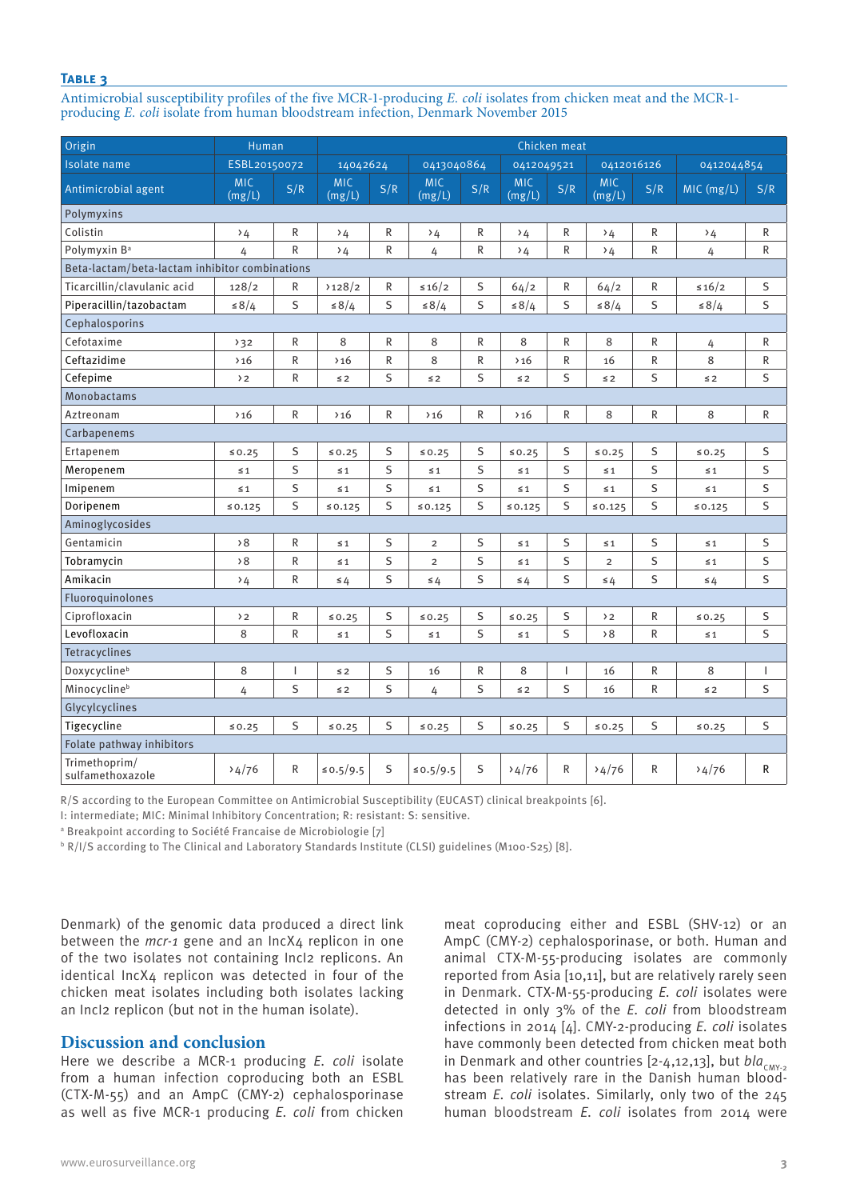**Table 3**

Antimicrobial susceptibility profiles of the five MCR-1-producing *E. coli* isolates from chicken meat and the MCR-1-producing *E. coli* isolate from human bloodstream infection, Denmark November 2015

| Origin | Human | | Chicken meat | | | | | | | | | |
|---|---|---|---|---|---|---|---|---|---|---|---|---|
| Isolate name | ESBL20150072 | | 14042624 | | 0413040864 | | 0412049521 | | 0412016126 | | 0412044854 | |
| Antimicrobial agent | MIC (mg/L) | S/R | MIC (mg/L) | S/R | MIC (mg/L) | S/R | MIC (mg/L) | S/R | MIC (mg/L) | S/R | MIC (mg/L) | S/R |
| Polymyxins | | | | | | | | | | | | |
| Colistin | >4 | R | >4 | R | >4 | R | >4 | R | >4 | R | >4 | R |
| Polymyxin B[a] | 4 | R | >4 | R | 4 | R | >4 | R | >4 | R | 4 | R |
| Beta-lactam/beta-lactam inhibitor combinations | | | | | | | | | | | | |
| Ticarcillin/clavulanic acid | 128/2 | R | >128/2 | R | ≤16/2 | S | 64/2 | R | 64/2 | R | ≤16/2 | S |
| Piperacillin/tazobactam | ≤8/4 | S | ≤8/4 | S | ≤8/4 | S | ≤8/4 | S | ≤8/4 | S | ≤8/4 | S |
| Cephalosporins | | | | | | | | | | | | |
| Cefotaxime | >32 | R | 8 | R | 8 | R | 8 | R | 8 | R | 4 | R |
| Ceftazidime | >16 | R | >16 | R | 8 | R | >16 | R | 16 | R | 8 | R |
| Cefepime | >2 | R | ≤2 | S | ≤2 | S | ≤2 | S | ≤2 | S | ≤2 | S |
| Monobactams | | | | | | | | | | | | |
| Aztreonam | >16 | R | >16 | R | >16 | R | >16 | R | 8 | R | 8 | R |
| Carbapenems | | | | | | | | | | | | |
| Ertapenem | ≤0.25 | S | ≤0.25 | S | ≤0.25 | S | ≤0.25 | S | ≤0.25 | S | ≤0.25 | S |
| Meropenem | ≤1 | S | ≤1 | S | ≤1 | S | ≤1 | S | ≤1 | S | ≤1 | S |
| Imipenem | ≤1 | S | ≤1 | S | ≤1 | S | ≤1 | S | ≤1 | S | ≤1 | S |
| Doripenem | ≤0.125 | S | ≤0.125 | S | ≤0.125 | S | ≤0.125 | S | ≤0.125 | S | ≤0.125 | S |
| Aminoglycosides | | | | | | | | | | | | |
| Gentamicin | >8 | R | ≤1 | S | 2 | S | ≤1 | S | ≤1 | S | ≤1 | S |
| Tobramycin | >8 | R | ≤1 | S | 2 | S | ≤1 | S | 2 | S | ≤1 | S |
| Amikacin | >4 | R | ≤4 | S | ≤4 | S | ≤4 | S | ≤4 | S | ≤4 | S |
| Fluoroquinolones | | | | | | | | | | | | |
| Ciprofloxacin | >2 | R | ≤0.25 | S | ≤0.25 | S | ≤0.25 | S | >2 | R | ≤0.25 | S |
| Levofloxacin | 8 | R | ≤1 | S | ≤1 | S | ≤1 | S | >8 | R | ≤1 | S |
| Tetracyclines | | | | | | | | | | | | |
| Doxycycline[b] | 8 | I | ≤2 | S | 16 | R | 8 | I | 16 | R | 8 | I |
| Minocycline[b] | 4 | S | ≤2 | S | 4 | S | ≤2 | S | 16 | R | ≤2 | S |
| Glycylcyclines | | | | | | | | | | | | |
| Tigecycline | ≤0.25 | S | ≤0.25 | S | ≤0.25 | S | ≤0.25 | S | ≤0.25 | S | ≤0.25 | S |
| Folate pathway inhibitors | | | | | | | | | | | | |
| Trimethoprim/ sulfamethoxazole | >4/76 | R | ≤0.5/9.5 | S | ≤0.5/9.5 | S | >4/76 | R | >4/76 | R | >4/76 | R |

R/S according to the European Committee on Antimicrobial Susceptibility (EUCAST) clinical breakpoints [6].

I: intermediate; MIC: Minimal Inhibitory Concentration; R: resistant: S: sensitive.

[a] Breakpoint according to Société Francaise de Microbiologie [7]

[b] R/I/S according to The Clinical and Laboratory Standards Institute (CLSI) guidelines (M100-S25) [8].

Denmark) of the genomic data produced a direct link between the *mcr-1* gene and an IncX4 replicon in one of the two isolates not containing IncI2 replicons. An identical IncX4 replicon was detected in four of the chicken meat isolates including both isolates lacking an IncI2 replicon (but not in the human isolate).

## Discussion and conclusion

Here we describe a MCR-1 producing *E. coli* isolate from a human infection coproducing both an ESBL (CTX-M-55) and an AmpC (CMY-2) cephalosporinase as well as five MCR-1 producing *E. coli* from chicken meat coproducing either and ESBL (SHV-12) or an AmpC (CMY-2) cephalosporinase, or both. Human and animal CTX-M-55-producing isolates are commonly reported from Asia [10,11], but are relatively rarely seen in Denmark. CTX-M-55-producing *E. coli* isolates were detected in only 3% of the *E. coli* from bloodstream infections in 2014 [4]. CMY-2-producing *E. coli* isolates have commonly been detected from chicken meat both in Denmark and other countries [2-4,12,13], but $bla_{CMY-2}$ has been relatively rare in the Danish human bloodstream *E. coli* isolates. Similarly, only two of the 245 human bloodstream *E. coli* isolates from 2014 were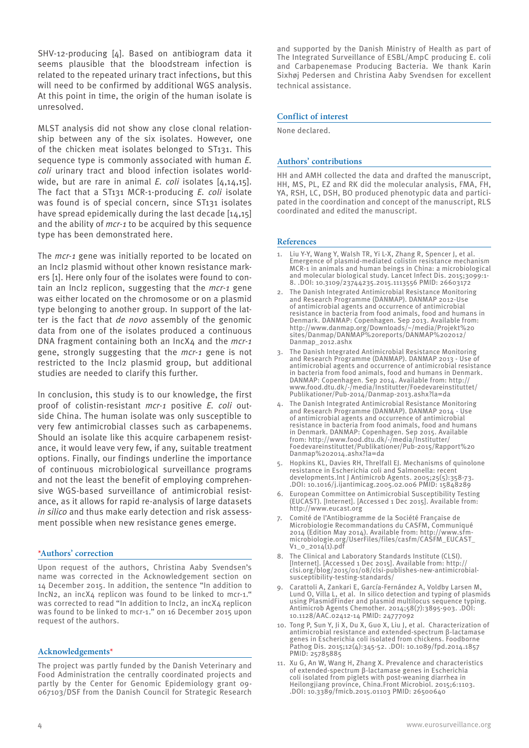SHV-12-producing [4]. Based on antibiogram data it seems plausible that the bloodstream infection is related to the repeated urinary tract infections, but this will need to be confirmed by additional WGS analysis. At this point in time, the origin of the human isolate is unresolved.

MLST analysis did not show any close clonal relationship between any of the six isolates. However, one of the chicken meat isolates belonged to ST131. This sequence type is commonly associated with human *E. coli* urinary tract and blood infection isolates worldwide, but are rare in animal *E. coli* isolates [4,14,15]. The fact that a ST131 MCR-1-producing *E. coli* isolate was found is of special concern, since ST131 isolates have spread epidemically during the last decade [14,15] and the ability of *mcr-1* to be acquired by this sequence type has been demonstrated here.

The *mcr-1* gene was initially reported to be located on an IncI2 plasmid without other known resistance markers [1]. Here only four of the isolates were found to contain an IncI2 replicon, suggesting that the *mcr-1* gene was either located on the chromosome or on a plasmid type belonging to another group. In support of the latter is the fact that *de novo* assembly of the genomic data from one of the isolates produced a continuous DNA fragment containing both an IncX4 and the *mcr-1* gene, strongly suggesting that the *mcr-1* gene is not restricted to the IncI2 plasmid group, but additional studies are needed to clarify this further.

In conclusion, this study is to our knowledge, the first proof of colistin-resistant *mcr-1* positive *E. coli* outside China. The human isolate was only susceptible to very few antimicrobial classes such as carbapenems. Should an isolate like this acquire carbapenem resistance, it would leave very few, if any, suitable treatment options. Finally, our findings underline the importance of continuous microbiological surveillance programs and not the least the benefit of employing comprehensive WGS-based surveillance of antimicrobial resistance, as it allows for rapid re-analysis of large datasets *in silico* and thus make early detection and risk assessment possible when new resistance genes emerge.

## *Authors' correction

Upon request of the authors, Christina Aaby Svendsen's name was corrected in the Acknowledgement section on 14 December 2015. In addition, the sentence "In addition to IncN2, an incX4 replicon was found to be linked to mcr-1." was corrected to read "In addition to IncI2, an incX4 replicon was found to be linked to mcr-1." on 16 December 2015 upon request of the authors.

## Acknowledgements*

The project was partly funded by the Danish Veterinary and Food Administration the centrally coordinated projects and partly by the Center for Genomic Epidemiology grant 09-067103/DSF from the Danish Council for Strategic Research and supported by the Danish Ministry of Health as part of The Integrated Surveillance of ESBL/AmpC producing E. coli and Carbapenemase Producing Bacteria. We thank Karin Sixhøj Pedersen and Christina Aaby Svendsen for excellent technical assistance.

## Conflict of interest

None declared.

## Authors' contributions

HH and AMH collected the data and drafted the manuscript, HH, MS, PL, EZ and RK did the molecular analysis, FMA, FH, YA, RSH, LC, DSH, BO produced phenotypic data and participated in the coordination and concept of the manuscript, RLS coordinated and edited the manuscript.

## References

1. Liu Y-Y, Wang Y, Walsh TR, Yi L-X, Zhang R, Spencer J, et al. Emergence of plasmid-mediated colistin resistance mechanism MCR-1 in animals and human beings in China: a microbiological and molecular biological study. Lancet Infect Dis. 2015;3099:1-8. .DOI: 10.3109/23744235.2015.1113556 PMID: 26603172
2. The Danish Integrated Antimicrobial Resistance Monitoring and Research Programme (DANMAP). DANMAP 2012-Use of antimicrobial agents and occurrence of antimicrobial resistance in bacteria from food animals, food and humans in Denmark. DANMAP: Copenhagen. Sep 2013. Available from: http://www.danmap.org/Downloads/~/media/Projekt%20sites/Danmap/DANMAP%20reports/DANMAP%202012/Danmap_2012.ashx
3. The Danish Integrated Antimicrobial Resistance Monitoring and Research Programme (DANMAP). DANMAP 2013 - Use of antimicrobial agents and occurrence of antimicrobial resistance in bacteria from food animals, food and humans in Denmark. DANMAP: Copenhagen. Sep 2014. Available from: http://www.food.dtu.dk/-/media/Institutter/Foedevareinstituttet/Publikationer/Pub-2014/Danmap-2013.ashx?la=da
4. The Danish Integrated Antimicrobial Resistance Monitoring and Research Programme (DANMAP). DANMAP 2014 - Use of antimicrobial agents and occurrence of antimicrobial resistance in bacteria from food animals, food and humans in Denmark. DANMAP: Copenhagen. Sep 2015. Available from: http://www.food.dtu.dk/-/media/Institutter/Foedevareinstituttet/Publikationer/Pub-2015/Rapport%20Danmap%202014.ashx?la=da
5. Hopkins KL, Davies RH, Threlfall EJ. Mechanisms of quinolone resistance in Escherichia coli and Salmonella: recent developments.Int J Antimicrob Agents. 2005;25(5):358-73. .DOI: 10.1016/j.ijantimicag.2005.02.006 PMID: 15848289
6. European Committee on Antimicrobial Susceptibility Testing (EUCAST). [Internet]. [Accessed 1 Dec 2015]. Available from: http://www.eucast.org
7. Comité de l'Antibiogramme de la Société Française de Microbiologie Recommandations du CASFM, Communiqué 2014 (Edition May 2014). Available from: http://www.sfm-microbiologie.org/UserFiles/files/casfm/CASFM_EUCAST_V1_0_2014(1).pdf
8. The Clinical and Laboratory Standards Institute (CLSI). [Internet]. [Accessed 1 Dec 2015]. Available from: http://clsi.org/blog/2015/01/08/clsi-publishes-new-antimicrobial-susceptibility-testing-standards/
9. Carattoli A, Zankari E, García-Fernández A, Voldby Larsen M, Lund O, Villa L, et al. In silico detection and typing of plasmids using PlasmidFinder and plasmid multilocus sequence typing. Antimicrob Agents Chemother. 2014;58(7):3895-903. .DOI: 10.1128/AAC.02412-14 PMID: 24777092
10. Tong P, Sun Y, Ji X, Du X, Guo X, Liu J, et al. Characterization of antimicrobial resistance and extended-spectrum β-lactamase genes in Escherichia coli isolated from chickens. Foodborne Pathog Dis. 2015;12(4):345-52. .DOI: 10.1089/fpd.2014.1857 PMID: 25785885
11. Xu G, An W, Wang H, Zhang X. Prevalence and characteristics of extended-spectrum β-lactamase genes in Escherichia coli isolated from piglets with post-weaning diarrhea in Heilongjiang province, China.Front Microbiol. 2015;6:1103. .DOI: 10.3389/fmicb.2015.01103 PMID: 26500640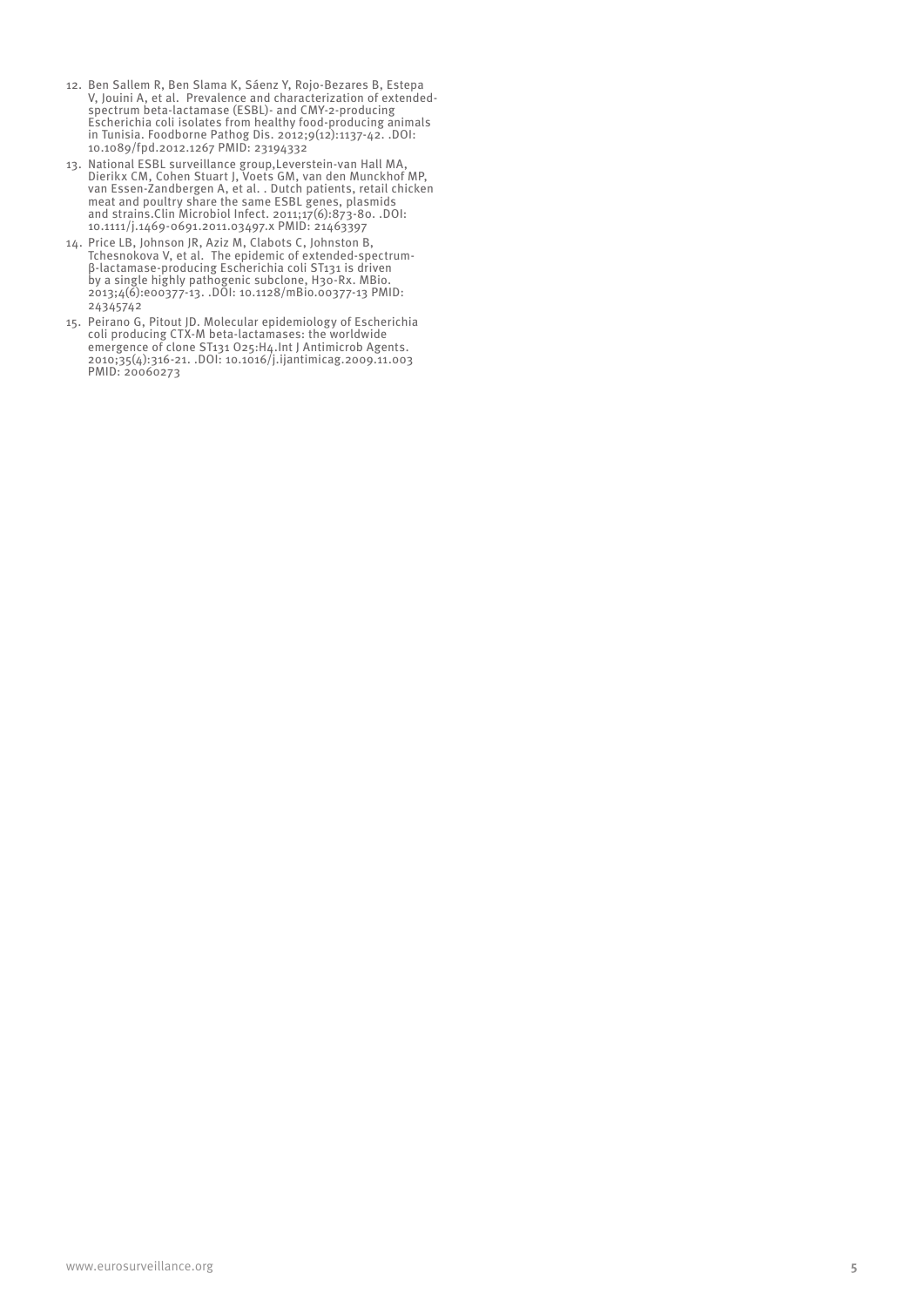12. Ben Sallem R, Ben Slama K, Sáenz Y, Rojo-Bezares B, Estepa V, Jouini A, et al. Prevalence and characterization of extended-spectrum beta-lactamase (ESBL)- and CMY-2-producing Escherichia coli isolates from healthy food-producing animals in Tunisia. Foodborne Pathog Dis. 2012;9(12):1137-42. .DOI: 10.1089/fpd.2012.1267 PMID: 23194332
13. National ESBL surveillance group,Leverstein-van Hall MA, Dierikx CM, Cohen Stuart J, Voets GM, van den Munckhof MP, van Essen-Zandbergen A, et al. . Dutch patients, retail chicken meat and poultry share the same ESBL genes, plasmids and strains.Clin Microbiol Infect. 2011;17(6):873-80. .DOI: 10.1111/j.1469-0691.2011.03497.x PMID: 21463397
14. Price LB, Johnson JR, Aziz M, Clabots C, Johnston B, Tchesnokova V, et al. The epidemic of extended-spectrum-β-lactamase-producing Escherichia coli ST131 is driven by a single highly pathogenic subclone, H30-Rx. MBio. 2013;4(6):e00377-13. .DOI: 10.1128/mBio.00377-13 PMID: 24345742
15. Peirano G, Pitout JD. Molecular epidemiology of Escherichia coli producing CTX-M beta-lactamases: the worldwide emergence of clone ST131 O25:H4.Int J Antimicrob Agents. 2010;35(4):316-21. .DOI: 10.1016/j.ijantimicag.2009.11.003 PMID: 20060273